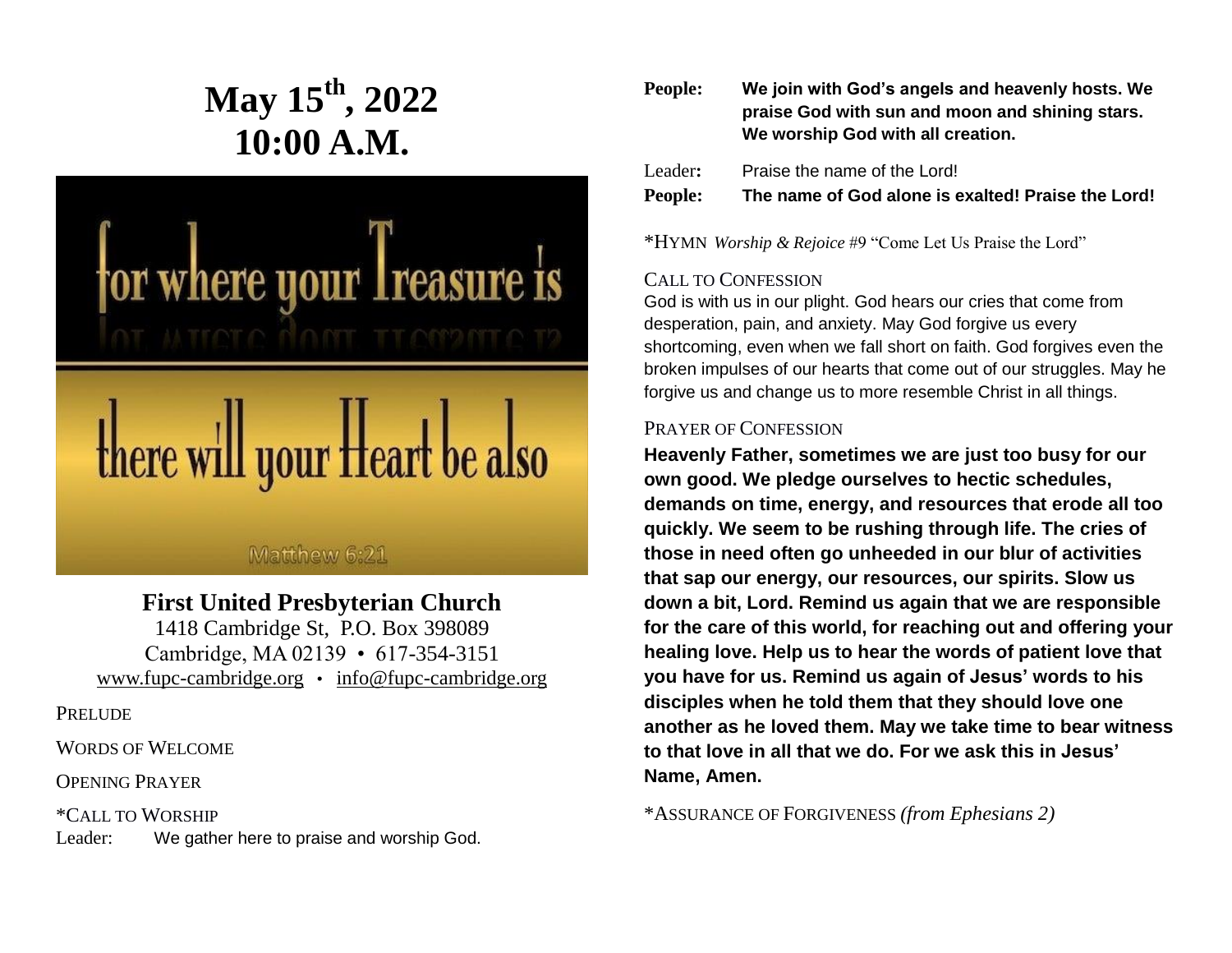# May 15th, 2022
# 10:00 A.M.

for where your Treasure is

there will your Heart be also

Matthew 6:21

## First United Presbyterian Church

1418 Cambridge St, P.O. Box 398089
Cambridge, MA 02139 • 617-354-3151
www.fupc-cambridge.org • info@fupc-cambridge.org

PRELUDE

WORDS OF WELCOME

OPENING PRAYER

*CALL TO WORSHIP

Leader: We gather here to praise and worship God.

**People: We join with God's angels and heavenly hosts. We praise God with sun and moon and shining stars. We worship God with all creation.**

Leader: Praise the name of the Lord!

**People: The name of God alone is exalted! Praise the Lord!**

*HYMN *Worship & Rejoice* #9 "Come Let Us Praise the Lord"

CALL TO CONFESSION

God is with us in our plight. God hears our cries that come from desperation, pain, and anxiety. May God forgive us every shortcoming, even when we fall short on faith. God forgives even the broken impulses of our hearts that come out of our struggles. May he forgive us and change us to more resemble Christ in all things.

PRAYER OF CONFESSION

**Heavenly Father, sometimes we are just too busy for our own good. We pledge ourselves to hectic schedules, demands on time, energy, and resources that erode all too quickly. We seem to be rushing through life. The cries of those in need often go unheeded in our blur of activities that sap our energy, our resources, our spirits. Slow us down a bit, Lord. Remind us again that we are responsible for the care of this world, for reaching out and offering your healing love. Help us to hear the words of patient love that you have for us. Remind us again of Jesus' words to his disciples when he told them that they should love one another as he loved them. May we take time to bear witness to that love in all that we do. For we ask this in Jesus' Name, Amen.**

*ASSURANCE OF FORGIVENESS *(from Ephesians 2)*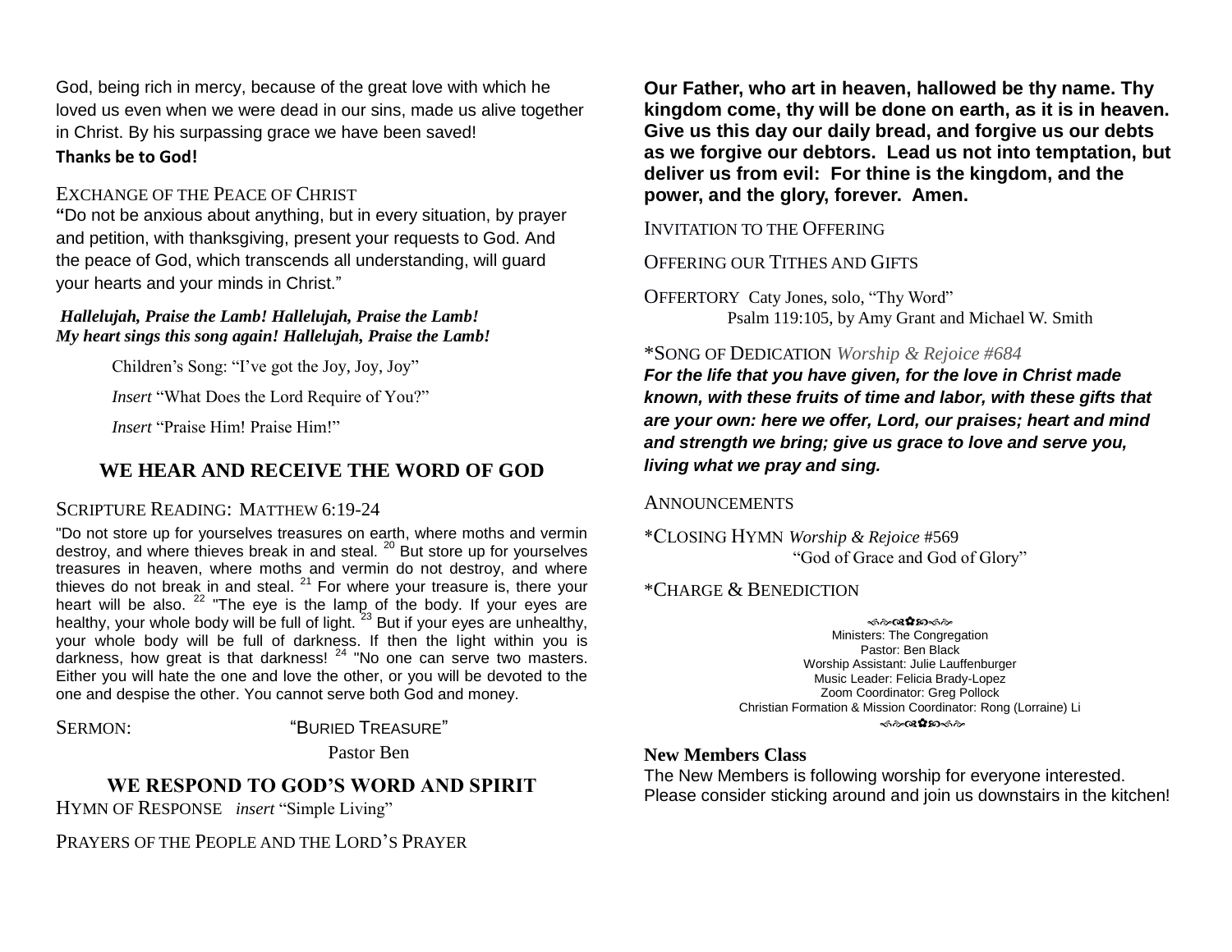God, being rich in mercy, because of the great love with which he loved us even when we were dead in our sins, made us alive together in Christ. By his surpassing grace we have been saved!
**Thanks be to God!**

EXCHANGE OF THE PEACE OF CHRIST

**"**Do not be anxious about anything, but in every situation, by prayer and petition, with thanksgiving, present your requests to God. And the peace of God, which transcends all understanding, will guard your hearts and your minds in Christ."

***Hallelujah, Praise the Lamb! Hallelujah, Praise the Lamb!***
***My heart sings this song again! Hallelujah, Praise the Lamb!***

Children's Song: "I've got the Joy, Joy, Joy"

*Insert* "What Does the Lord Require of You?"

*Insert* "Praise Him! Praise Him!"

## WE HEAR AND RECEIVE THE WORD OF GOD

SCRIPTURE READING: MATTHEW 6:19-24

"Do not store up for yourselves treasures on earth, where moths and vermin destroy, and where thieves break in and steal. [20] But store up for yourselves treasures in heaven, where moths and vermin do not destroy, and where thieves do not break in and steal. [21] For where your treasure is, there your heart will be also. [22] "The eye is the lamp of the body. If your eyes are healthy, your whole body will be full of light. [23] But if your eyes are unhealthy, your whole body will be full of darkness. If then the light within you is darkness, how great is that darkness! [24] "No one can serve two masters. Either you will hate the one and love the other, or you will be devoted to the one and despise the other. You cannot serve both God and money.

SERMON: "BURIED TREASURE"
Pastor Ben

## WE RESPOND TO GOD'S WORD AND SPIRIT

HYMN OF RESPONSE *insert* "Simple Living"

PRAYERS OF THE PEOPLE AND THE LORD'S PRAYER

**Our Father, who art in heaven, hallowed be thy name. Thy kingdom come, thy will be done on earth, as it is in heaven. Give us this day our daily bread, and forgive us our debts as we forgive our debtors. Lead us not into temptation, but deliver us from evil: For thine is the kingdom, and the power, and the glory, forever. Amen.**

INVITATION TO THE OFFERING

OFFERING OUR TITHES AND GIFTS

OFFERTORY Caty Jones, solo, "Thy Word"
Psalm 119:105, by Amy Grant and Michael W. Smith

*SONG OF DEDICATION *Worship & Rejoice #684*

***For the life that you have given, for the love in Christ made known, with these fruits of time and labor, with these gifts that are your own: here we offer, Lord, our praises; heart and mind and strength we bring; give us grace to love and serve you, living what we pray and sing.***

ANNOUNCEMENTS

*CLOSING HYMN *Worship & Rejoice* #569
"God of Grace and God of Glory"

*CHARGE & BENEDICTION

Ministers: The Congregation
Pastor: Ben Black
Worship Assistant: Julie Lauffenburger
Music Leader: Felicia Brady-Lopez
Zoom Coordinator: Greg Pollock
Christian Formation & Mission Coordinator: Rong (Lorraine) Li

**New Members Class**

The New Members is following worship for everyone interested. Please consider sticking around and join us downstairs in the kitchen!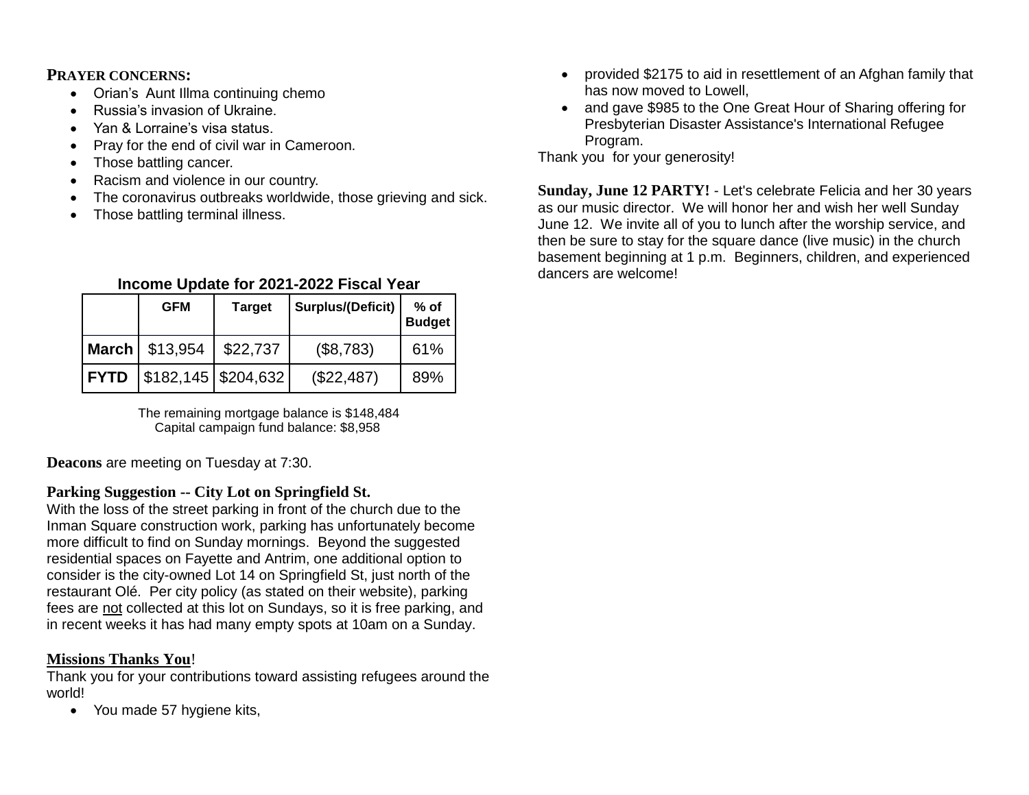**PRAYER CONCERNS:**

- Orian's Aunt Illma continuing chemo
- Russia's invasion of Ukraine.
- Yan & Lorraine's visa status.
- Pray for the end of civil war in Cameroon.
- Those battling cancer.
- Racism and violence in our country.
- The coronavirus outbreaks worldwide, those grieving and sick.
- Those battling terminal illness.

### Income Update for 2021-2022 Fiscal Year

| | GFM | Target | Surplus/(Deficit) | % of Budget |
|---|---|---|---|---|
| **March** | $13,954 | $22,737 | ($8,783) | 61% |
| **FYTD** | $182,145 | $204,632 | ($22,487) | 89% |

The remaining mortgage balance is $148,484
Capital campaign fund balance: $8,958

**Deacons** are meeting on Tuesday at 7:30.

**Parking Suggestion -- City Lot on Springfield St.**
With the loss of the street parking in front of the church due to the Inman Square construction work, parking has unfortunately become more difficult to find on Sunday mornings. Beyond the suggested residential spaces on Fayette and Antrim, one additional option to consider is the city-owned Lot 14 on Springfield St, just north of the restaurant Olé. Per city policy (as stated on their website), parking fees are not collected at this lot on Sundays, so it is free parking, and in recent weeks it has had many empty spots at 10am on a Sunday.

**Missions Thanks You**!
Thank you for your contributions toward assisting refugees around the world!

- You made 57 hygiene kits,
- provided $2175 to aid in resettlement of an Afghan family that has now moved to Lowell,
- and gave $985 to the One Great Hour of Sharing offering for Presbyterian Disaster Assistance's International Refugee Program.

Thank you for your generosity!

**Sunday, June 12 PARTY!** - Let's celebrate Felicia and her 30 years as our music director. We will honor her and wish her well Sunday June 12. We invite all of you to lunch after the worship service, and then be sure to stay for the square dance (live music) in the church basement beginning at 1 p.m. Beginners, children, and experienced dancers are welcome!